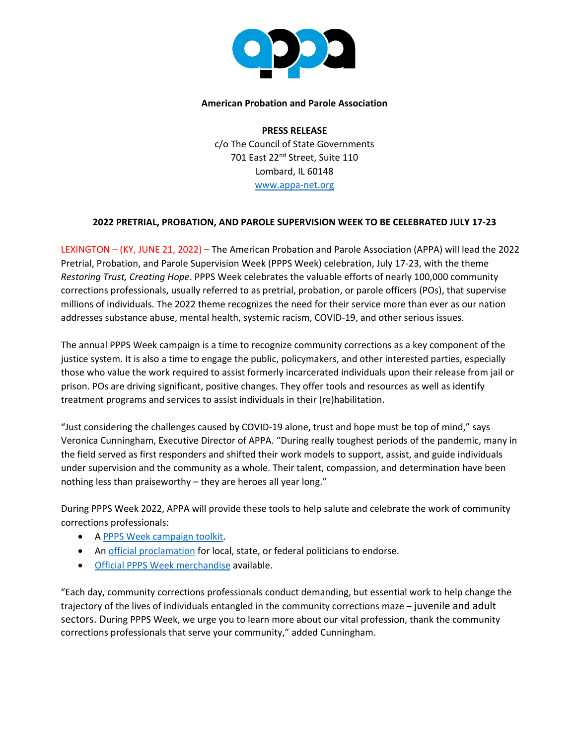**American Probation and Parole Association**

**PRESS RELEASE**
c/o The Council of State Governments
701 East 22nd Street, Suite 110
Lombard, IL 60148
www.appa-net.org

**2022 PRETRIAL, PROBATION, AND PAROLE SUPERVISION WEEK TO BE CELEBRATED JULY 17-23**

LEXINGTON – (KY, JUNE 21, 2022) – The American Probation and Parole Association (APPA) will lead the 2022 Pretrial, Probation, and Parole Supervision Week (PPPS Week) celebration, July 17-23, with the theme *Restoring Trust, Creating Hope*. PPPS Week celebrates the valuable efforts of nearly 100,000 community corrections professionals, usually referred to as pretrial, probation, or parole officers (POs), that supervise millions of individuals. The 2022 theme recognizes the need for their service more than ever as our nation addresses substance abuse, mental health, systemic racism, COVID-19, and other serious issues.

The annual PPPS Week campaign is a time to recognize community corrections as a key component of the justice system. It is also a time to engage the public, policymakers, and other interested parties, especially those who value the work required to assist formerly incarcerated individuals upon their release from jail or prison. POs are driving significant, positive changes. They offer tools and resources as well as identify treatment programs and services to assist individuals in their (re)habilitation.

"Just considering the challenges caused by COVID-19 alone, trust and hope must be top of mind," says Veronica Cunningham, Executive Director of APPA. "During really toughest periods of the pandemic, many in the field served as first responders and shifted their work models to support, assist, and guide individuals under supervision and the community as a whole. Their talent, compassion, and determination have been nothing less than praiseworthy – they are heroes all year long."

During PPPS Week 2022, APPA will provide these tools to help salute and celebrate the work of community corrections professionals:

- A PPPS Week campaign toolkit.
- An official proclamation for local, state, or federal politicians to endorse.
- Official PPPS Week merchandise available.

"Each day, community corrections professionals conduct demanding, but essential work to help change the trajectory of the lives of individuals entangled in the community corrections maze – juvenile and adult sectors. During PPPS Week, we urge you to learn more about our vital profession, thank the community corrections professionals that serve your community," added Cunningham.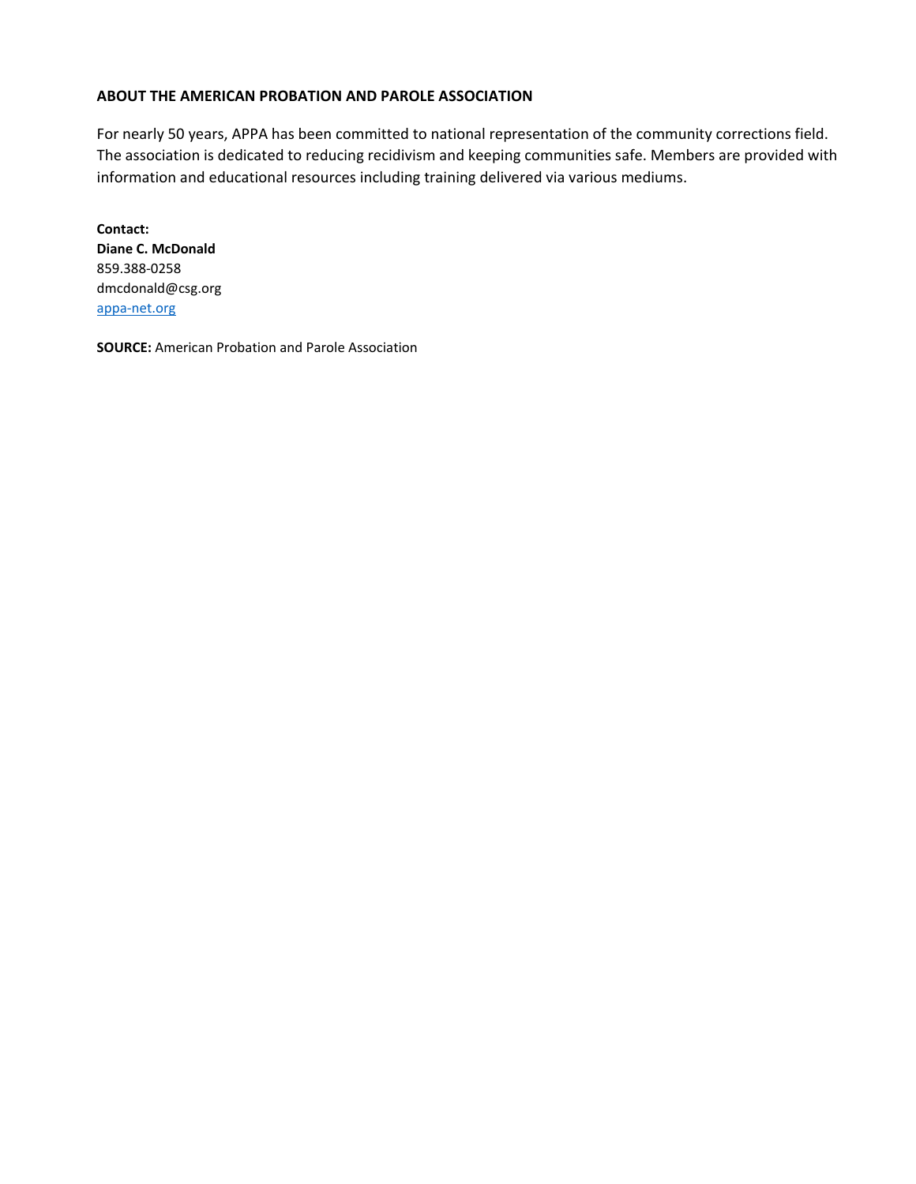**ABOUT THE AMERICAN PROBATION AND PAROLE ASSOCIATION**

For nearly 50 years, APPA has been committed to national representation of the community corrections field. The association is dedicated to reducing recidivism and keeping communities safe. Members are provided with information and educational resources including training delivered via various mediums.

**Contact:**
**Diane C. McDonald**
859.388-0258
dmcdonald@csg.org
appa-net.org

**SOURCE:** American Probation and Parole Association